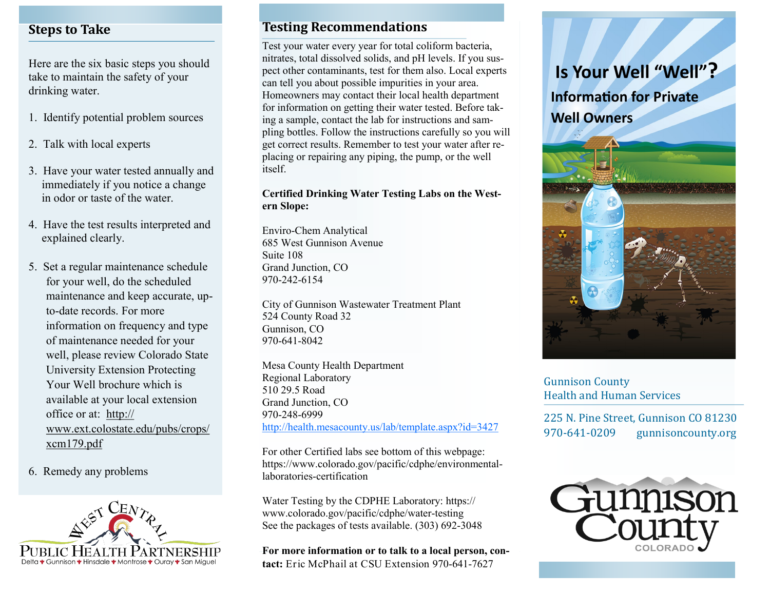## Steps to Take

Here are the six basic steps you should take to maintain the safety of your drinking water.

1. Identify potential problem sources
2. Talk with local experts
3. Have your water tested annually and immediately if you notice a change in odor or taste of the water.
4. Have the test results interpreted and explained clearly.
5. Set a regular maintenance schedule for your well, do the scheduled maintenance and keep accurate, up-to-date records. For more information on frequency and type of maintenance needed for your well, please review Colorado State University Extension Protecting Your Well brochure which is available at your local extension office or at: http://www.ext.colostate.edu/pubs/crops/xcm179.pdf
6. Remedy any problems

West Central Public Health Partnership
Delta ✦ Gunnison ✦ Hinsdale ✦ Montrose ✦ Ouray ✦ San Miguel

## Testing Recommendations

Test your water every year for total coliform bacteria, nitrates, total dissolved solids, and pH levels. If you suspect other contaminants, test for them also. Local experts can tell you about possible impurities in your area. Homeowners may contact their local health department for information on getting their water tested. Before taking a sample, contact the lab for instructions and sampling bottles. Follow the instructions carefully so you will get correct results. Remember to test your water after replacing or repairing any piping, the pump, or the well itself.

**Certified Drinking Water Testing Labs on the Western Slope:**

Enviro-Chem Analytical
685 West Gunnison Avenue
Suite 108
Grand Junction, CO
970-242-6154

City of Gunnison Wastewater Treatment Plant
524 County Road 32
Gunnison, CO
970-641-8042

Mesa County Health Department
Regional Laboratory
510 29.5 Road
Grand Junction, CO
970-248-6999
http://health.mesacounty.us/lab/template.aspx?id=3427

For other Certified labs see bottom of this webpage: https://www.colorado.gov/pacific/cdphe/environmental-laboratories-certification

Water Testing by the CDPHE Laboratory: https://www.colorado.gov/pacific/cdphe/water-testing
See the packages of tests available. (303) 692-3048

**For more information or to talk to a local person, contact:** Eric McPhail at CSU Extension 970-641-7627

# Is Your Well "Well"?

## Information for Private Well Owners

Gunnison County
Health and Human Services

225 N. Pine Street, Gunnison CO 81230
970-641-0209 gunnisoncounty.org

Gunnison County
COLORADO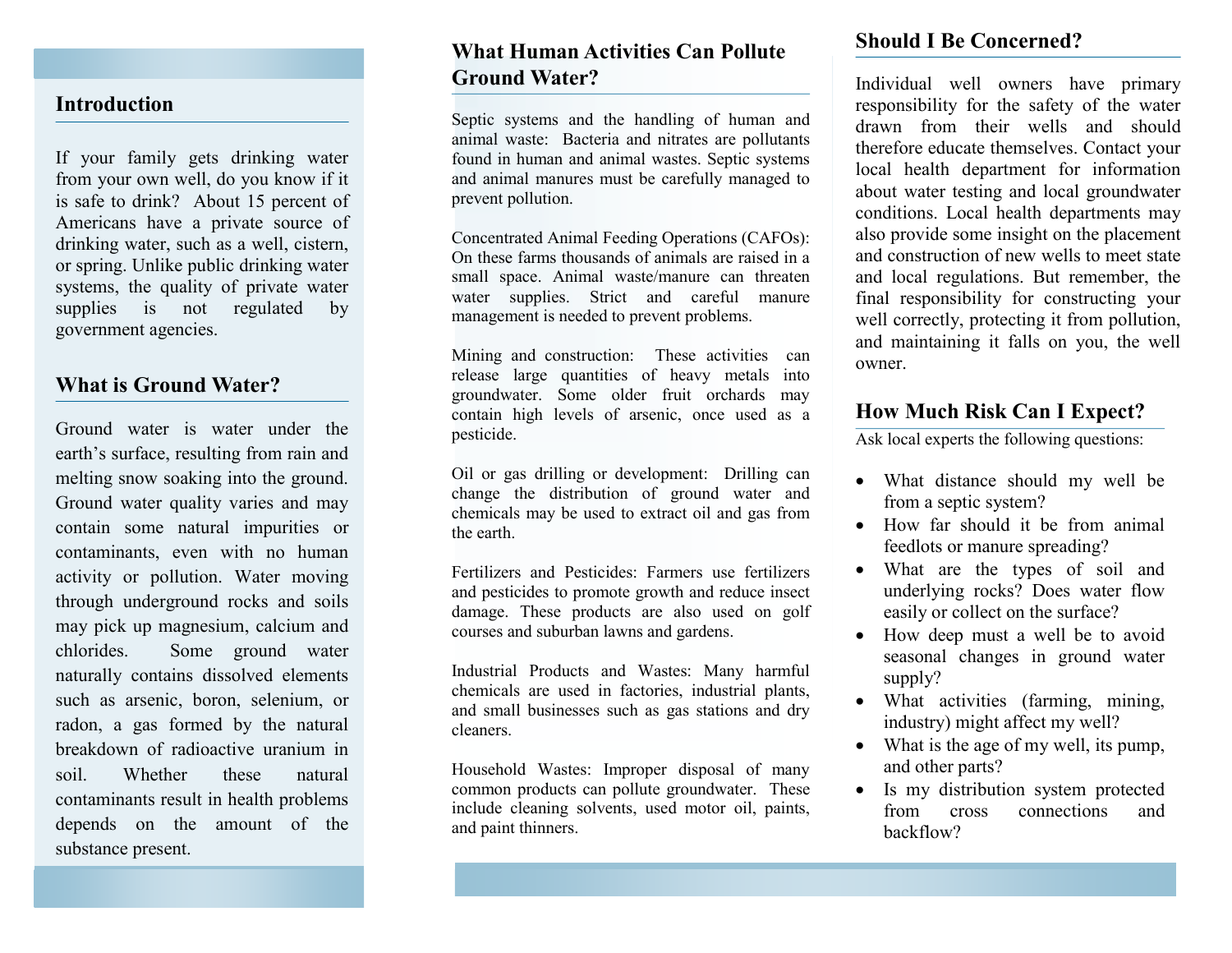## Introduction

If your family gets drinking water from your own well, do you know if it is safe to drink? About 15 percent of Americans have a private source of drinking water, such as a well, cistern, or spring. Unlike public drinking water systems, the quality of private water supplies is not regulated by government agencies.

## What is Ground Water?

Ground water is water under the earth's surface, resulting from rain and melting snow soaking into the ground. Ground water quality varies and may contain some natural impurities or contaminants, even with no human activity or pollution. Water moving through underground rocks and soils may pick up magnesium, calcium and chlorides. Some ground water naturally contains dissolved elements such as arsenic, boron, selenium, or radon, a gas formed by the natural breakdown of radioactive uranium in soil. Whether these natural contaminants result in health problems depends on the amount of the substance present.

## What Human Activities Can Pollute Ground Water?

Septic systems and the handling of human and animal waste: Bacteria and nitrates are pollutants found in human and animal wastes. Septic systems and animal manures must be carefully managed to prevent pollution.

Concentrated Animal Feeding Operations (CAFOs): On these farms thousands of animals are raised in a small space. Animal waste/manure can threaten water supplies. Strict and careful manure management is needed to prevent problems.

Mining and construction: These activities can release large quantities of heavy metals into groundwater. Some older fruit orchards may contain high levels of arsenic, once used as a pesticide.

Oil or gas drilling or development: Drilling can change the distribution of ground water and chemicals may be used to extract oil and gas from the earth.

Fertilizers and Pesticides: Farmers use fertilizers and pesticides to promote growth and reduce insect damage. These products are also used on golf courses and suburban lawns and gardens.

Industrial Products and Wastes: Many harmful chemicals are used in factories, industrial plants, and small businesses such as gas stations and dry cleaners.

Household Wastes: Improper disposal of many common products can pollute groundwater. These include cleaning solvents, used motor oil, paints, and paint thinners.

## Should I Be Concerned?

Individual well owners have primary responsibility for the safety of the water drawn from their wells and should therefore educate themselves. Contact your local health department for information about water testing and local groundwater conditions. Local health departments may also provide some insight on the placement and construction of new wells to meet state and local regulations. But remember, the final responsibility for constructing your well correctly, protecting it from pollution, and maintaining it falls on you, the well owner.

## How Much Risk Can I Expect?

Ask local experts the following questions:

- What distance should my well be from a septic system?
- How far should it be from animal feedlots or manure spreading?
- What are the types of soil and underlying rocks? Does water flow easily or collect on the surface?
- How deep must a well be to avoid seasonal changes in ground water supply?
- What activities (farming, mining, industry) might affect my well?
- What is the age of my well, its pump, and other parts?
- Is my distribution system protected from cross connections and backflow?